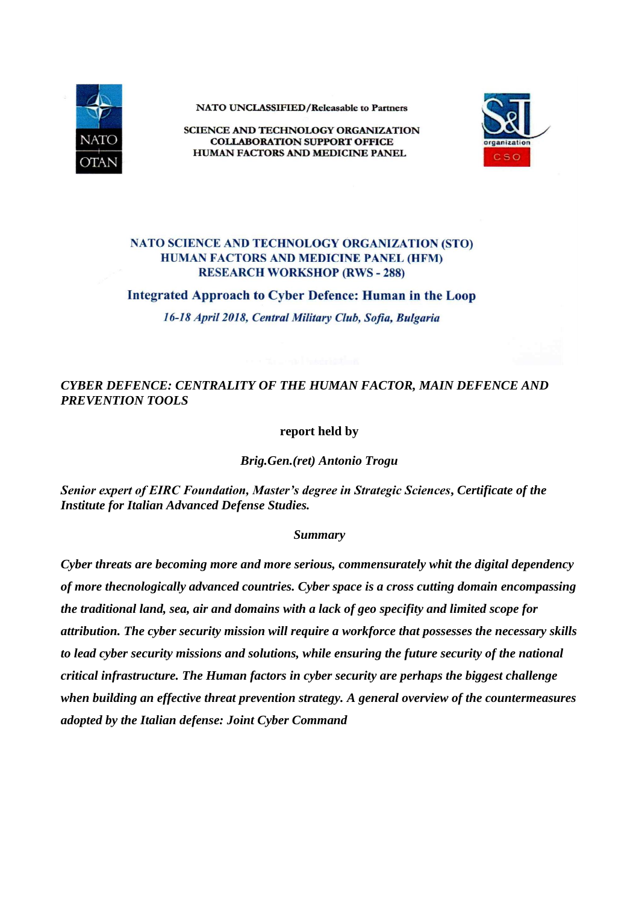NATO UNCLASSIFIED/Releasable to Partners

SCIENCE AND TECHNOLOGY ORGANIZATION
COLLABORATION SUPPORT OFFICE
HUMAN FACTORS AND MEDICINE PANEL

**NATO SCIENCE AND TECHNOLOGY ORGANIZATION (STO)**
**HUMAN FACTORS AND MEDICINE PANEL (HFM)**
**RESEARCH WORKSHOP (RWS - 288)**

**Integrated Approach to Cyber Defence: Human in the Loop**

***16-18 April 2018, Central Military Club, Sofia, Bulgaria***

# *CYBER DEFENCE: CENTRALITY OF THE HUMAN FACTOR, MAIN DEFENCE AND PREVENTION TOOLS*

**report held by**

***Brig.Gen.(ret) Antonio Trogu***

***Senior expert of EIRC Foundation, Master's degree in Strategic Sciences, Certificate of the Institute for Italian Advanced Defense Studies.***

***Summary***

***Cyber threats are becoming more and more serious, commensurately whit the digital dependency of more thecnologically advanced countries. Cyber space is a cross cutting domain encompassing the traditional land, sea, air and domains with a lack of geo specifity and limited scope for attribution. The cyber security mission will require a workforce that possesses the necessary skills to lead cyber security missions and solutions, while ensuring the future security of the national critical infrastructure. The Human factors in cyber security are perhaps the biggest challenge when building an effective threat prevention strategy. A general overview of the countermeasures adopted by the Italian defense: Joint Cyber Command***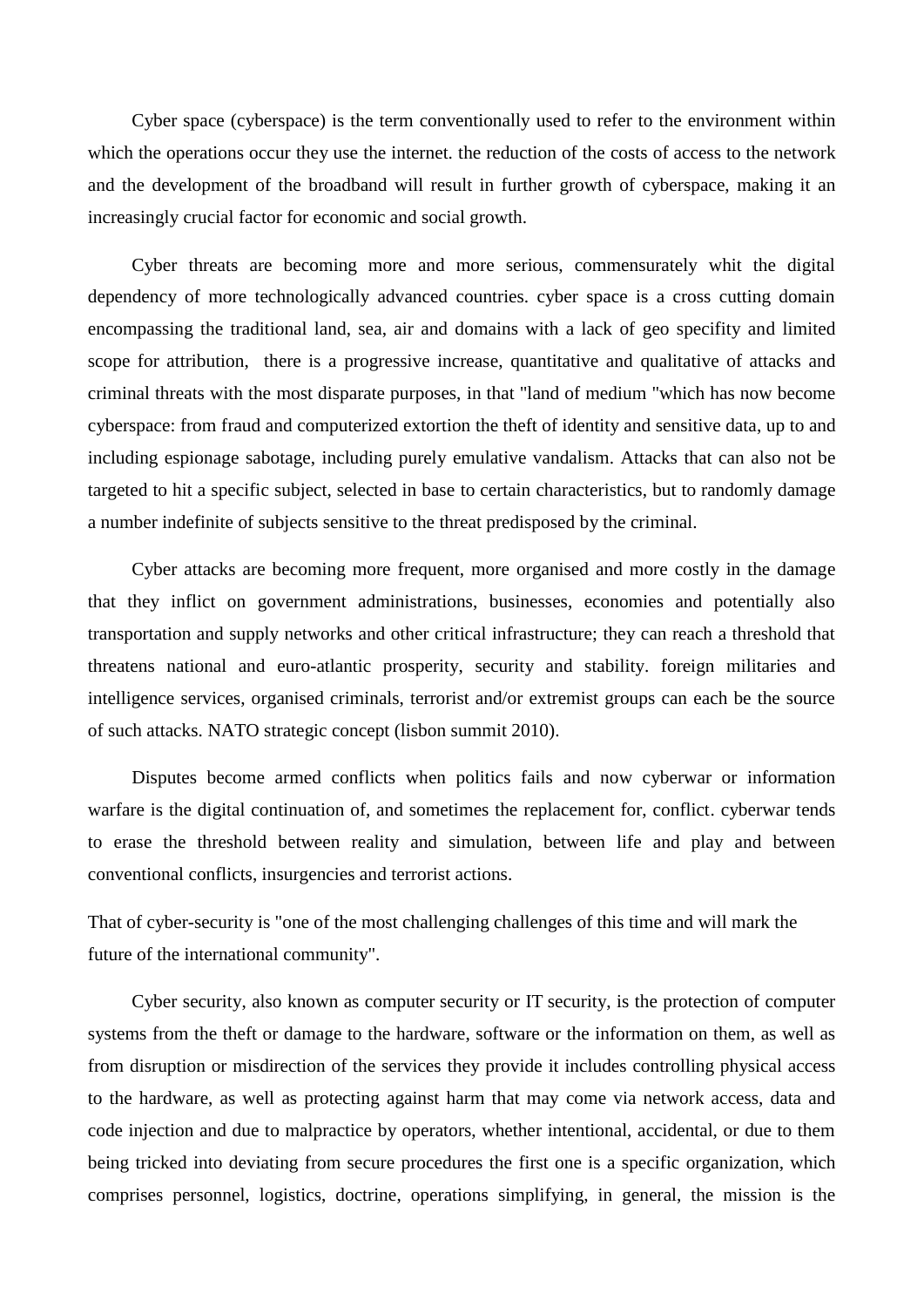Cyber space (cyberspace) is the term conventionally used to refer to the environment within which the operations occur they use the internet. the reduction of the costs of access to the network and the development of the broadband will result in further growth of cyberspace, making it an increasingly crucial factor for economic and social growth.

Cyber threats are becoming more and more serious, commensurately whit the digital dependency of more technologically advanced countries. cyber space is a cross cutting domain encompassing the traditional land, sea, air and domains with a lack of geo specifity and limited scope for attribution,  there is a progressive increase, quantitative and qualitative of attacks and criminal threats with the most disparate purposes, in that "land of medium "which has now become cyberspace: from fraud and computerized extortion the theft of identity and sensitive data, up to and including espionage sabotage, including purely emulative vandalism. Attacks that can also not be targeted to hit a specific subject, selected in base to certain characteristics, but to randomly damage a number indefinite of subjects sensitive to the threat predisposed by the criminal.

Cyber attacks are becoming more frequent, more organised and more costly in the damage that they inflict on government administrations, businesses, economies and potentially also transportation and supply networks and other critical infrastructure; they can reach a threshold that threatens national and euro-atlantic prosperity, security and stability. foreign militaries and intelligence services, organised criminals, terrorist and/or extremist groups can each be the source of such attacks. NATO strategic concept (lisbon summit 2010).

Disputes become armed conflicts when politics fails and now cyberwar or information warfare is the digital continuation of, and sometimes the replacement for, conflict. cyberwar tends to erase the threshold between reality and simulation, between life and play and between conventional conflicts, insurgencies and terrorist actions.

That of cyber-security is "one of the most challenging challenges of this time and will mark the future of the international community".

Cyber security, also known as computer security or IT security, is the protection of computer systems from the theft or damage to the hardware, software or the information on them, as well as from disruption or misdirection of the services they provide it includes controlling physical access to the hardware, as well as protecting against harm that may come via network access, data and code injection and due to malpractice by operators, whether intentional, accidental, or due to them being tricked into deviating from secure procedures the first one is a specific organization, which comprises personnel, logistics, doctrine, operations simplifying, in general, the mission is the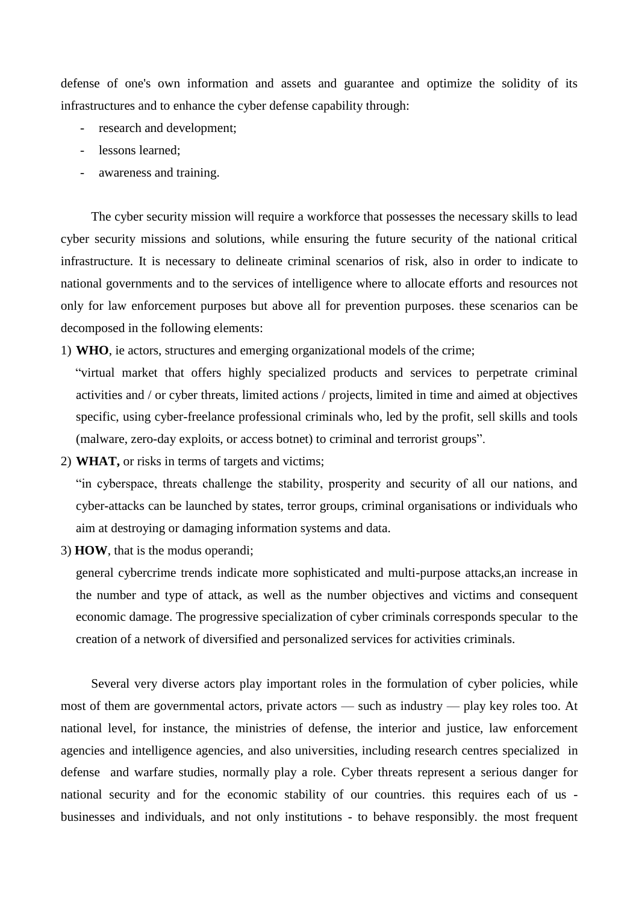defense of one's own information and assets and guarantee and optimize the solidity of its infrastructures and to enhance the cyber defense capability through:

- research and development;
- lessons learned;
- awareness and training.

The cyber security mission will require a workforce that possesses the necessary skills to lead cyber security missions and solutions, while ensuring the future security of the national critical infrastructure. It is necessary to delineate criminal scenarios of risk, also in order to indicate to national governments and to the services of intelligence where to allocate efforts and resources not only for law enforcement purposes but above all for prevention purposes. these scenarios can be decomposed in the following elements:

1) **WHO**, ie actors, structures and emerging organizational models of the crime;

   "virtual market that offers highly specialized products and services to perpetrate criminal activities and / or cyber threats, limited actions / projects, limited in time and aimed at objectives specific, using cyber-freelance professional criminals who, led by the profit, sell skills and tools (malware, zero-day exploits, or access botnet) to criminal and terrorist groups".

2) **WHAT,** or risks in terms of targets and victims;

   "in cyberspace, threats challenge the stability, prosperity and security of all our nations, and cyber-attacks can be launched by states, terror groups, criminal organisations or individuals who aim at destroying or damaging information systems and data.

3) **HOW**, that is the modus operandi;

   general cybercrime trends indicate more sophisticated and multi-purpose attacks,an increase in the number and type of attack, as well as the number objectives and victims and consequent economic damage. The progressive specialization of cyber criminals corresponds specular to the creation of a network of diversified and personalized services for activities criminals.

Several very diverse actors play important roles in the formulation of cyber policies, while most of them are governmental actors, private actors — such as industry — play key roles too. At national level, for instance, the ministries of defense, the interior and justice, law enforcement agencies and intelligence agencies, and also universities, including research centres specialized in defense and warfare studies, normally play a role. Cyber threats represent a serious danger for national security and for the economic stability of our countries. this requires each of us - businesses and individuals, and not only institutions - to behave responsibly. the most frequent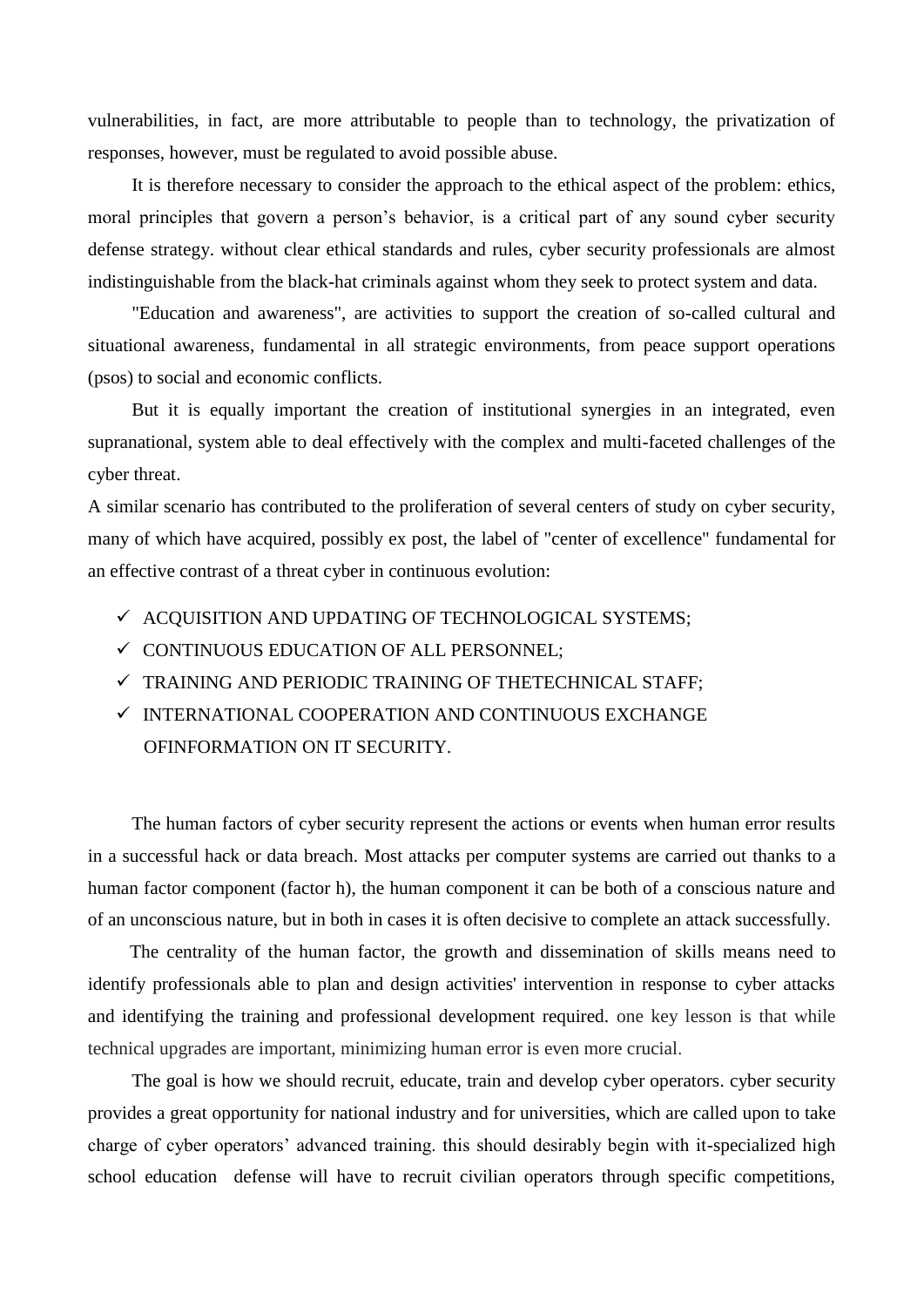vulnerabilities, in fact, are more attributable to people than to technology, the privatization of responses, however, must be regulated to avoid possible abuse.

It is therefore necessary to consider the approach to the ethical aspect of the problem: ethics, moral principles that govern a person's behavior, is a critical part of any sound cyber security defense strategy. without clear ethical standards and rules, cyber security professionals are almost indistinguishable from the black-hat criminals against whom they seek to protect system and data.

"Education and awareness", are activities to support the creation of so-called cultural and situational awareness, fundamental in all strategic environments, from peace support operations (psos) to social and economic conflicts.

But it is equally important the creation of institutional synergies in an integrated, even supranational, system able to deal effectively with the complex and multi-faceted challenges of the cyber threat.

A similar scenario has contributed to the proliferation of several centers of study on cyber security, many of which have acquired, possibly ex post, the label of "center of excellence" fundamental for an effective contrast of a threat cyber in continuous evolution:

- ✓ ACQUISITION AND UPDATING OF TECHNOLOGICAL SYSTEMS;
- ✓ CONTINUOUS EDUCATION OF ALL PERSONNEL;
- ✓ TRAINING AND PERIODIC TRAINING OF THETECHNICAL STAFF;
- ✓ INTERNATIONAL COOPERATION AND CONTINUOUS EXCHANGE OFINFORMATION ON IT SECURITY.

The human factors of cyber security represent the actions or events when human error results in a successful hack or data breach. Most attacks per computer systems are carried out thanks to a human factor component (factor h), the human component it can be both of a conscious nature and of an unconscious nature, but in both in cases it is often decisive to complete an attack successfully.

The centrality of the human factor, the growth and dissemination of skills means need to identify professionals able to plan and design activities' intervention in response to cyber attacks and identifying the training and professional development required. one key lesson is that while technical upgrades are important, minimizing human error is even more crucial.

The goal is how we should recruit, educate, train and develop cyber operators. cyber security provides a great opportunity for national industry and for universities, which are called upon to take charge of cyber operators' advanced training. this should desirably begin with it-specialized high school education defense will have to recruit civilian operators through specific competitions,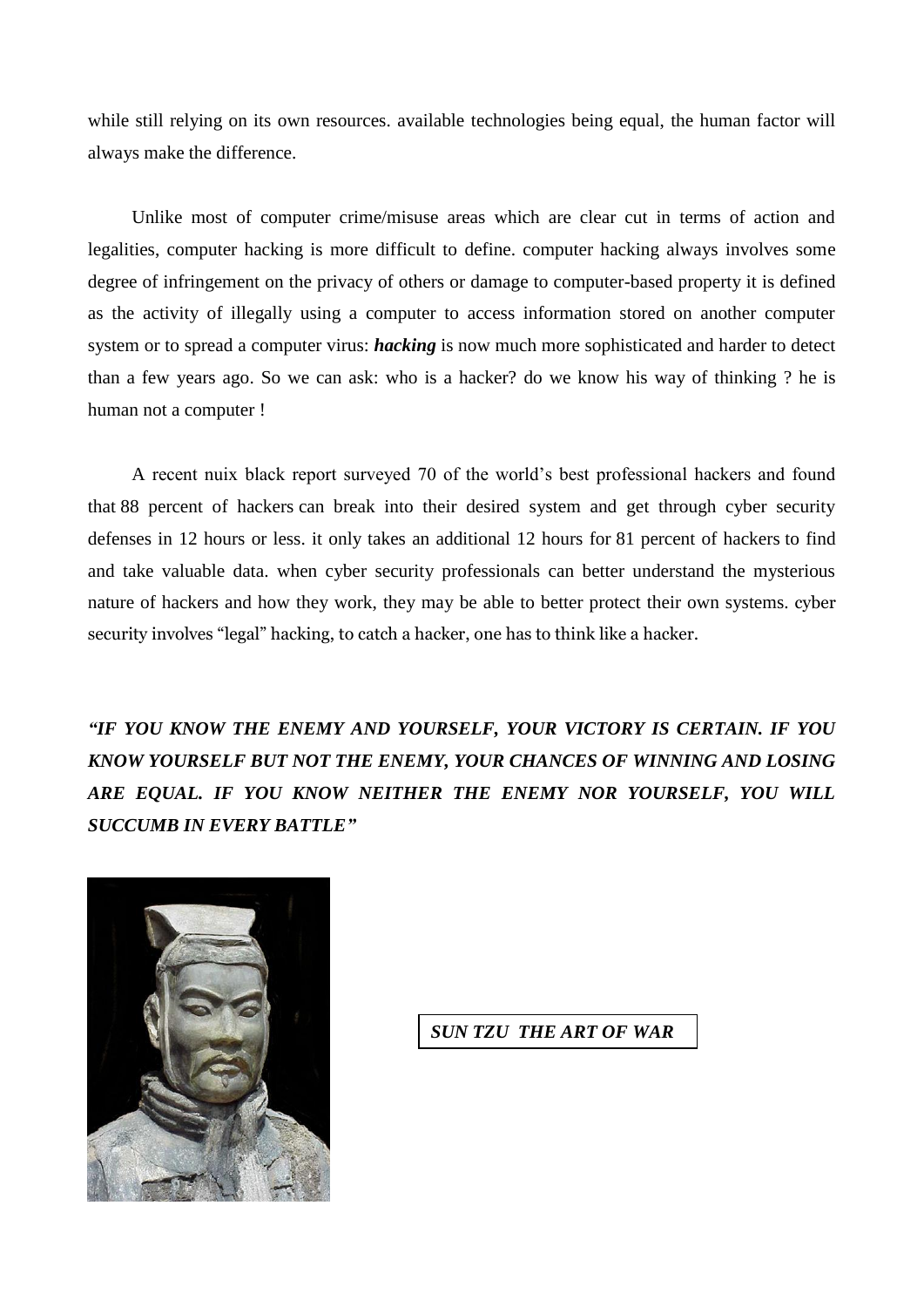while still relying on its own resources. available technologies being equal, the human factor will always make the difference.

Unlike most of computer crime/misuse areas which are clear cut in terms of action and legalities, computer hacking is more difficult to define. computer hacking always involves some degree of infringement on the privacy of others or damage to computer-based property it is defined as the activity of illegally using a computer to access information stored on another computer system or to spread a computer virus: ***hacking*** is now much more sophisticated and harder to detect than a few years ago. So we can ask: who is a hacker? do we know his way of thinking ? he is human not a computer !

A recent nuix black report surveyed 70 of the world's best professional hackers and found that 88 percent of hackers can break into their desired system and get through cyber security defenses in 12 hours or less. it only takes an additional 12 hours for 81 percent of hackers to find and take valuable data. when cyber security professionals can better understand the mysterious nature of hackers and how they work, they may be able to better protect their own systems. cyber security involves "legal" hacking, to catch a hacker, one has to think like a hacker.

***"IF YOU KNOW THE ENEMY AND YOURSELF, YOUR VICTORY IS CERTAIN. IF YOU KNOW YOURSELF BUT NOT THE ENEMY, YOUR CHANCES OF WINNING AND LOSING ARE EQUAL. IF YOU KNOW NEITHER THE ENEMY NOR YOURSELF, YOU WILL SUCCUMB IN EVERY BATTLE"***

***SUN TZU THE ART OF WAR***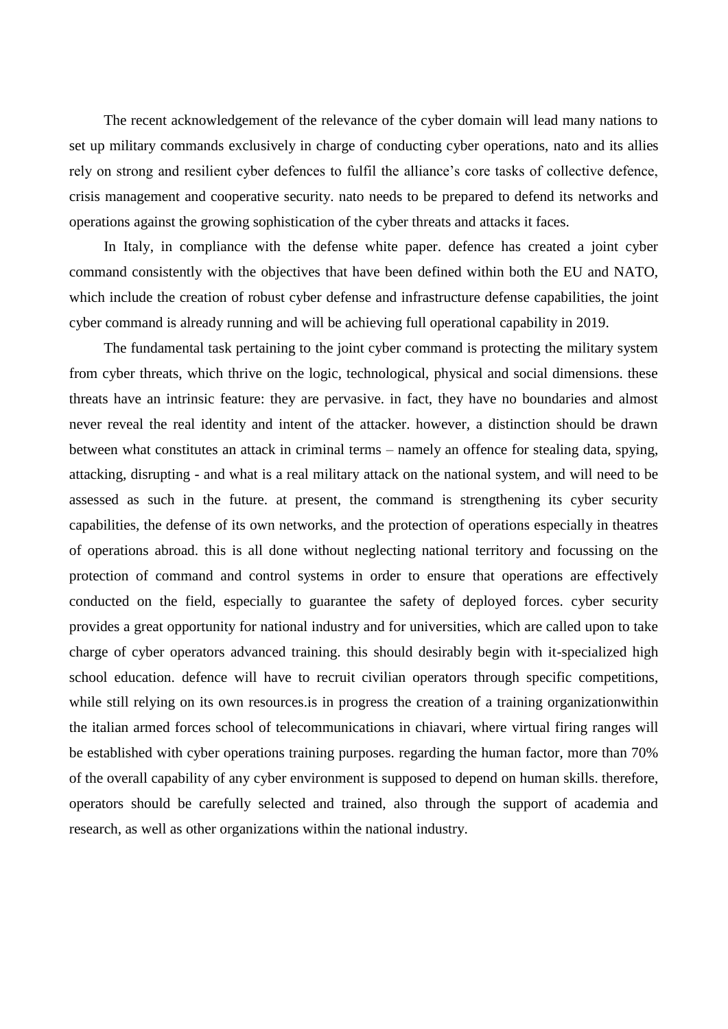The recent acknowledgement of the relevance of the cyber domain will lead many nations to set up military commands exclusively in charge of conducting cyber operations, nato and its allies rely on strong and resilient cyber defences to fulfil the alliance's core tasks of collective defence, crisis management and cooperative security. nato needs to be prepared to defend its networks and operations against the growing sophistication of the cyber threats and attacks it faces.

In Italy, in compliance with the defense white paper. defence has created a joint cyber command consistently with the objectives that have been defined within both the EU and NATO, which include the creation of robust cyber defense and infrastructure defense capabilities, the joint cyber command is already running and will be achieving full operational capability in 2019.

The fundamental task pertaining to the joint cyber command is protecting the military system from cyber threats, which thrive on the logic, technological, physical and social dimensions. these threats have an intrinsic feature: they are pervasive. in fact, they have no boundaries and almost never reveal the real identity and intent of the attacker. however, a distinction should be drawn between what constitutes an attack in criminal terms – namely an offence for stealing data, spying, attacking, disrupting - and what is a real military attack on the national system, and will need to be assessed as such in the future. at present, the command is strengthening its cyber security capabilities, the defense of its own networks, and the protection of operations especially in theatres of operations abroad. this is all done without neglecting national territory and focussing on the protection of command and control systems in order to ensure that operations are effectively conducted on the field, especially to guarantee the safety of deployed forces. cyber security provides a great opportunity for national industry and for universities, which are called upon to take charge of cyber operators advanced training. this should desirably begin with it-specialized high school education. defence will have to recruit civilian operators through specific competitions, while still relying on its own resources.is in progress the creation of a training organizationwithin the italian armed forces school of telecommunications in chiavari, where virtual firing ranges will be established with cyber operations training purposes. regarding the human factor, more than 70% of the overall capability of any cyber environment is supposed to depend on human skills. therefore, operators should be carefully selected and trained, also through the support of academia and research, as well as other organizations within the national industry.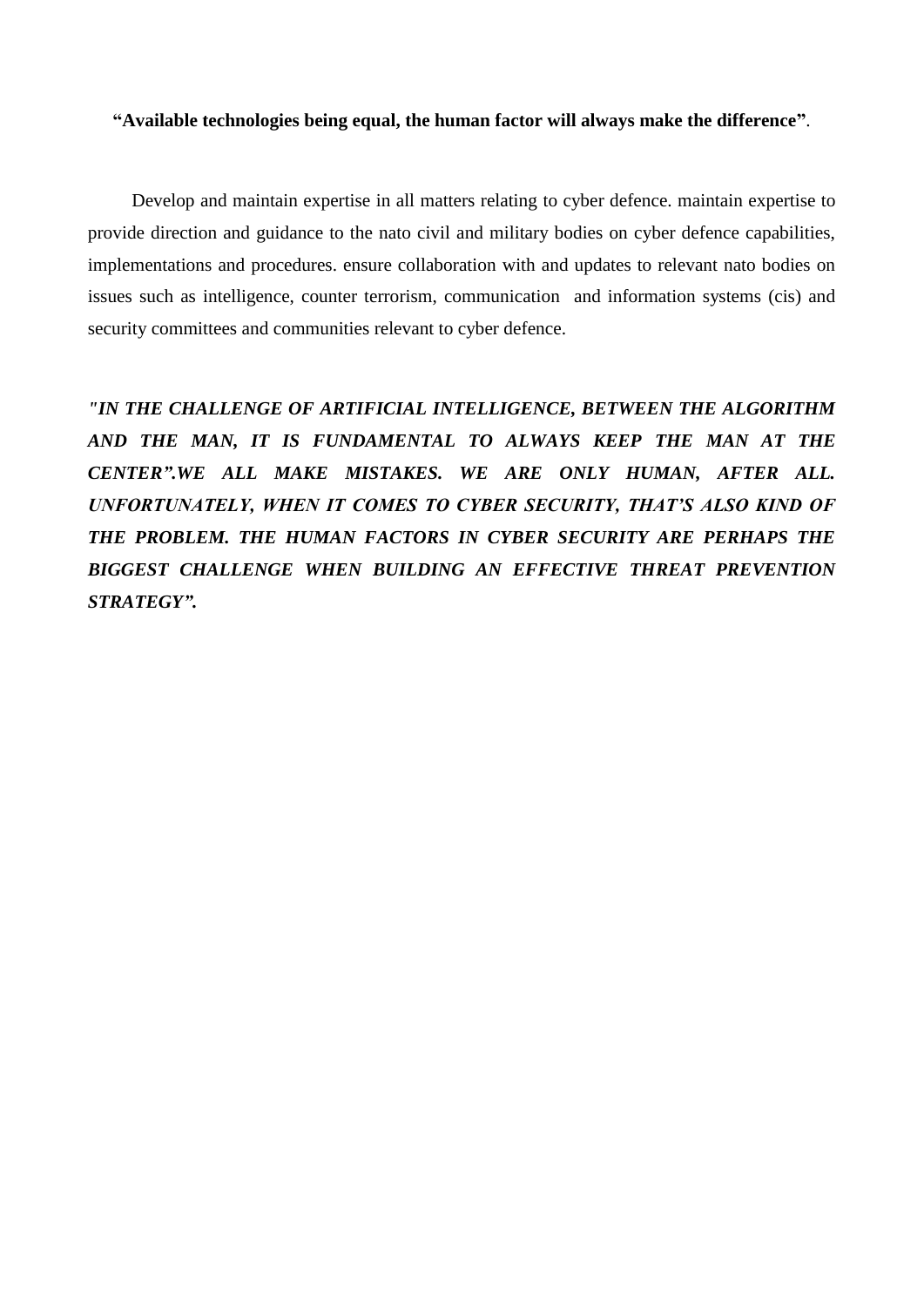**“Available technologies being equal, the human factor will always make the difference”**.

Develop and maintain expertise in all matters relating to cyber defence. maintain expertise to provide direction and guidance to the nato civil and military bodies on cyber defence capabilities, implementations and procedures. ensure collaboration with and updates to relevant nato bodies on issues such as intelligence, counter terrorism, communication and information systems (cis) and security committees and communities relevant to cyber defence.

***"IN THE CHALLENGE OF ARTIFICIAL INTELLIGENCE, BETWEEN THE ALGORITHM AND THE MAN, IT IS FUNDAMENTAL TO ALWAYS KEEP THE MAN AT THE CENTER”.WE ALL MAKE MISTAKES. WE ARE ONLY HUMAN, AFTER ALL. UNFORTUNATELY, WHEN IT COMES TO CYBER SECURITY, THAT’S ALSO KIND OF THE PROBLEM. THE HUMAN FACTORS IN CYBER SECURITY ARE PERHAPS THE BIGGEST CHALLENGE WHEN BUILDING AN EFFECTIVE THREAT PREVENTION STRATEGY”.***